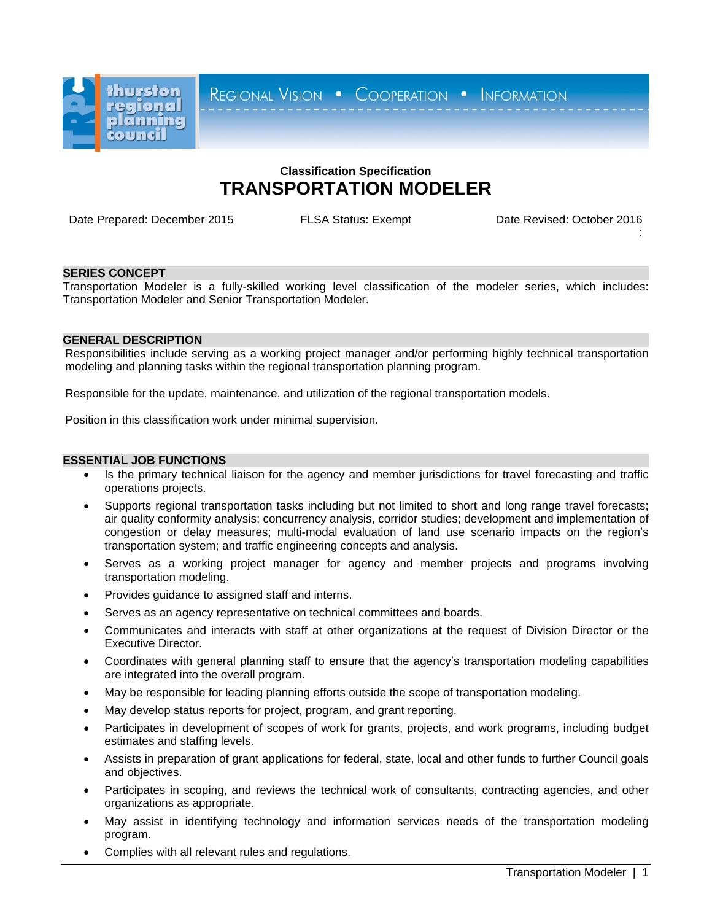thurston regional planning council

REGIONAL VISION • COOPERATION • INFORMATION

**Classification Specification**

# TRANSPORTATION MODELER

Date Prepared: December 2015 | FLSA Status: Exempt | Date Revised: October 2016

## SERIES CONCEPT

Transportation Modeler is a fully-skilled working level classification of the modeler series, which includes: Transportation Modeler and Senior Transportation Modeler.

## GENERAL DESCRIPTION

Responsibilities include serving as a working project manager and/or performing highly technical transportation modeling and planning tasks within the regional transportation planning program.

Responsible for the update, maintenance, and utilization of the regional transportation models.

Position in this classification work under minimal supervision.

## ESSENTIAL JOB FUNCTIONS

- Is the primary technical liaison for the agency and member jurisdictions for travel forecasting and traffic operations projects.
- Supports regional transportation tasks including but not limited to short and long range travel forecasts; air quality conformity analysis; concurrency analysis, corridor studies; development and implementation of congestion or delay measures; multi-modal evaluation of land use scenario impacts on the region's transportation system; and traffic engineering concepts and analysis.
- Serves as a working project manager for agency and member projects and programs involving transportation modeling.
- Provides guidance to assigned staff and interns.
- Serves as an agency representative on technical committees and boards.
- Communicates and interacts with staff at other organizations at the request of Division Director or the Executive Director.
- Coordinates with general planning staff to ensure that the agency's transportation modeling capabilities are integrated into the overall program.
- May be responsible for leading planning efforts outside the scope of transportation modeling.
- May develop status reports for project, program, and grant reporting.
- Participates in development of scopes of work for grants, projects, and work programs, including budget estimates and staffing levels.
- Assists in preparation of grant applications for federal, state, local and other funds to further Council goals and objectives.
- Participates in scoping, and reviews the technical work of consultants, contracting agencies, and other organizations as appropriate.
- May assist in identifying technology and information services needs of the transportation modeling program.
- Complies with all relevant rules and regulations.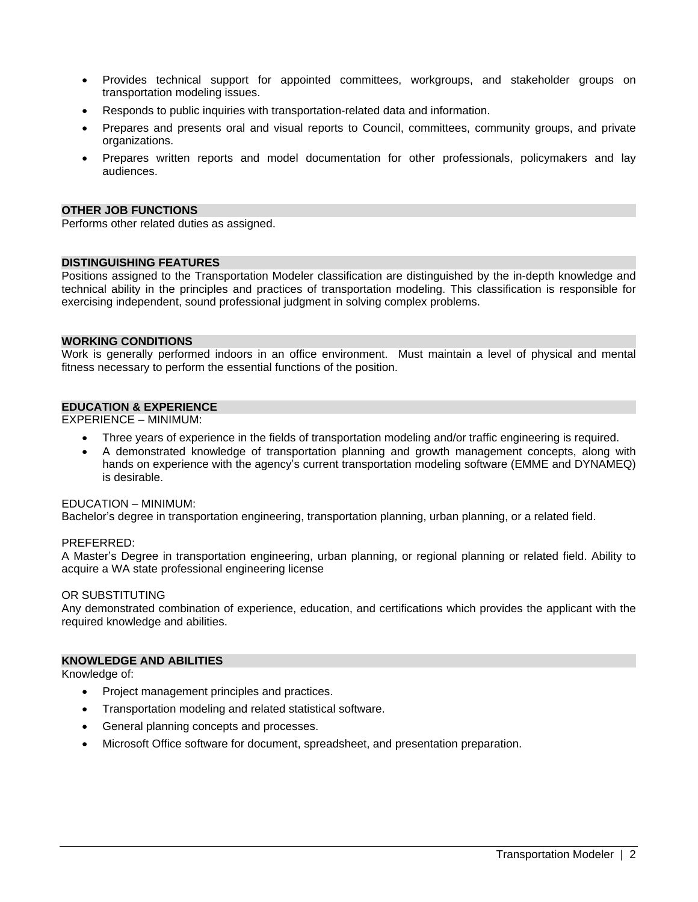- Provides technical support for appointed committees, workgroups, and stakeholder groups on transportation modeling issues.
- Responds to public inquiries with transportation-related data and information.
- Prepares and presents oral and visual reports to Council, committees, community groups, and private organizations.
- Prepares written reports and model documentation for other professionals, policymakers and lay audiences.

## OTHER JOB FUNCTIONS

Performs other related duties as assigned.

## DISTINGUISHING FEATURES

Positions assigned to the Transportation Modeler classification are distinguished by the in-depth knowledge and technical ability in the principles and practices of transportation modeling. This classification is responsible for exercising independent, sound professional judgment in solving complex problems.

## WORKING CONDITIONS

Work is generally performed indoors in an office environment. Must maintain a level of physical and mental fitness necessary to perform the essential functions of the position.

## EDUCATION & EXPERIENCE

EXPERIENCE – MINIMUM:

- Three years of experience in the fields of transportation modeling and/or traffic engineering is required.
- A demonstrated knowledge of transportation planning and growth management concepts, along with hands on experience with the agency's current transportation modeling software (EMME and DYNAMEQ) is desirable.

EDUCATION – MINIMUM:

Bachelor's degree in transportation engineering, transportation planning, urban planning, or a related field.

PREFERRED:

A Master's Degree in transportation engineering, urban planning, or regional planning or related field. Ability to acquire a WA state professional engineering license

OR SUBSTITUTING

Any demonstrated combination of experience, education, and certifications which provides the applicant with the required knowledge and abilities.

## KNOWLEDGE AND ABILITIES

Knowledge of:

- Project management principles and practices.
- Transportation modeling and related statistical software.
- General planning concepts and processes.
- Microsoft Office software for document, spreadsheet, and presentation preparation.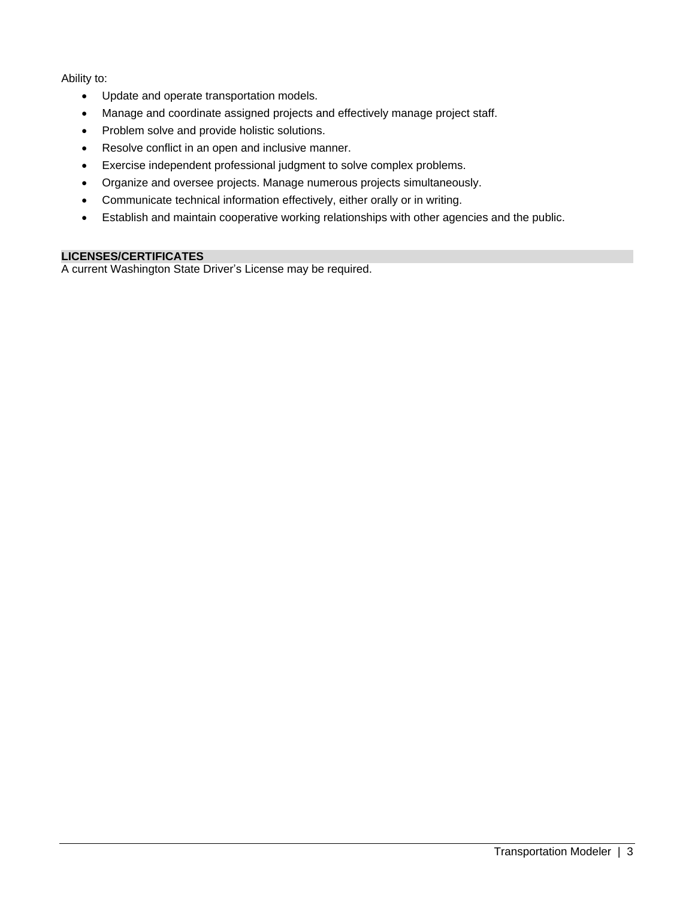Ability to:

- Update and operate transportation models.
- Manage and coordinate assigned projects and effectively manage project staff.
- Problem solve and provide holistic solutions.
- Resolve conflict in an open and inclusive manner.
- Exercise independent professional judgment to solve complex problems.
- Organize and oversee projects. Manage numerous projects simultaneously.
- Communicate technical information effectively, either orally or in writing.
- Establish and maintain cooperative working relationships with other agencies and the public.

## LICENSES/CERTIFICATES

A current Washington State Driver's License may be required.